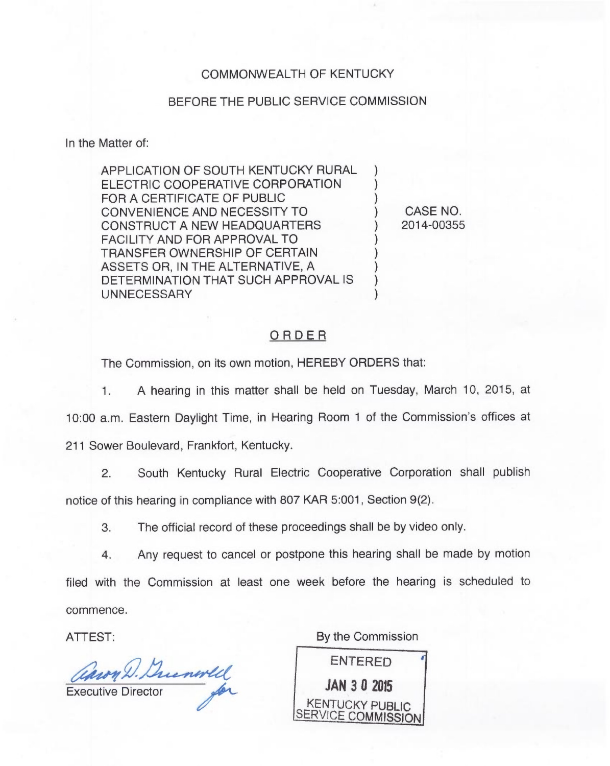COMMONWEALTH OF KENTUCKY

BEFORE THE PUBLIC SERVICE COMMISSION

In the Matter of:

APPLICATION OF SOUTH KENTUCKY RURAL ELECTRIC COOPERATIVE CORPORATION FOR A CERTIFICATE OF PUBLIC CONVENIENCE AND NECESSITY TO CONSTRUCT A NEW HEADQUARTERS FACILITY AND FOR APPROVAL TO TRANSFER OWNERSHIP OF CERTAIN ASSETS OR, IN THE ALTERNATIVE, A DETERMINATION THAT SUCH APPROVAL IS UNNECESSARY

CASE NO. 2014-00355

## ORDER

The Commission, on its own motion, HEREBY ORDERS that:

1. A hearing in this matter shall be held on Tuesday, March 10, 2015, at 10:00 a.m. Eastern Daylight Time, in Hearing Room 1 of the Commission's offices at 211 Sower Boulevard, Frankfort, Kentucky.

2. South Kentucky Rural Electric Cooperative Corporation shall publish notice of this hearing in compliance with 807 KAR 5:001, Section 9(2).

3. The official record of these proceedings shall be by video only.

4. Any request to cancel or postpone this hearing shall be made by motion filed with the Commission at least one week before the hearing is scheduled to commence.

By the Commission

ENTERED

JAN 30 2015

KENTUCKY PUBLIC SERVICE COMMISSION

ATTEST:

Aaron D. Greenwell for

Executive Director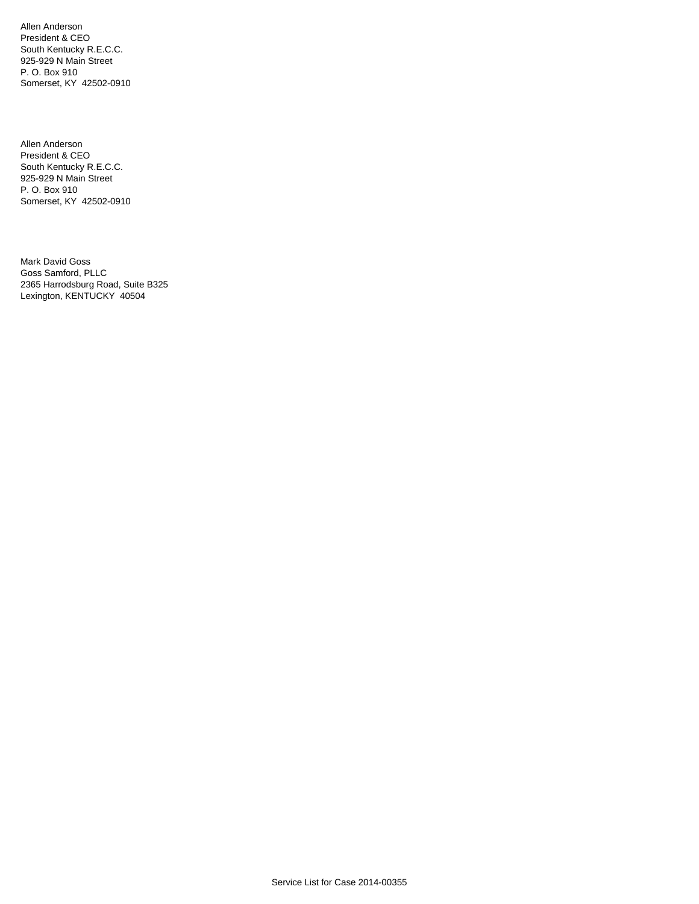Allen Anderson
President & CEO
South Kentucky R.E.C.C.
925-929 N Main Street
P. O. Box 910
Somerset, KY  42502-0910

Allen Anderson
President & CEO
South Kentucky R.E.C.C.
925-929 N Main Street
P. O. Box 910
Somerset, KY  42502-0910

Mark David Goss
Goss Samford, PLLC
2365 Harrodsburg Road, Suite B325
Lexington, KENTUCKY  40504